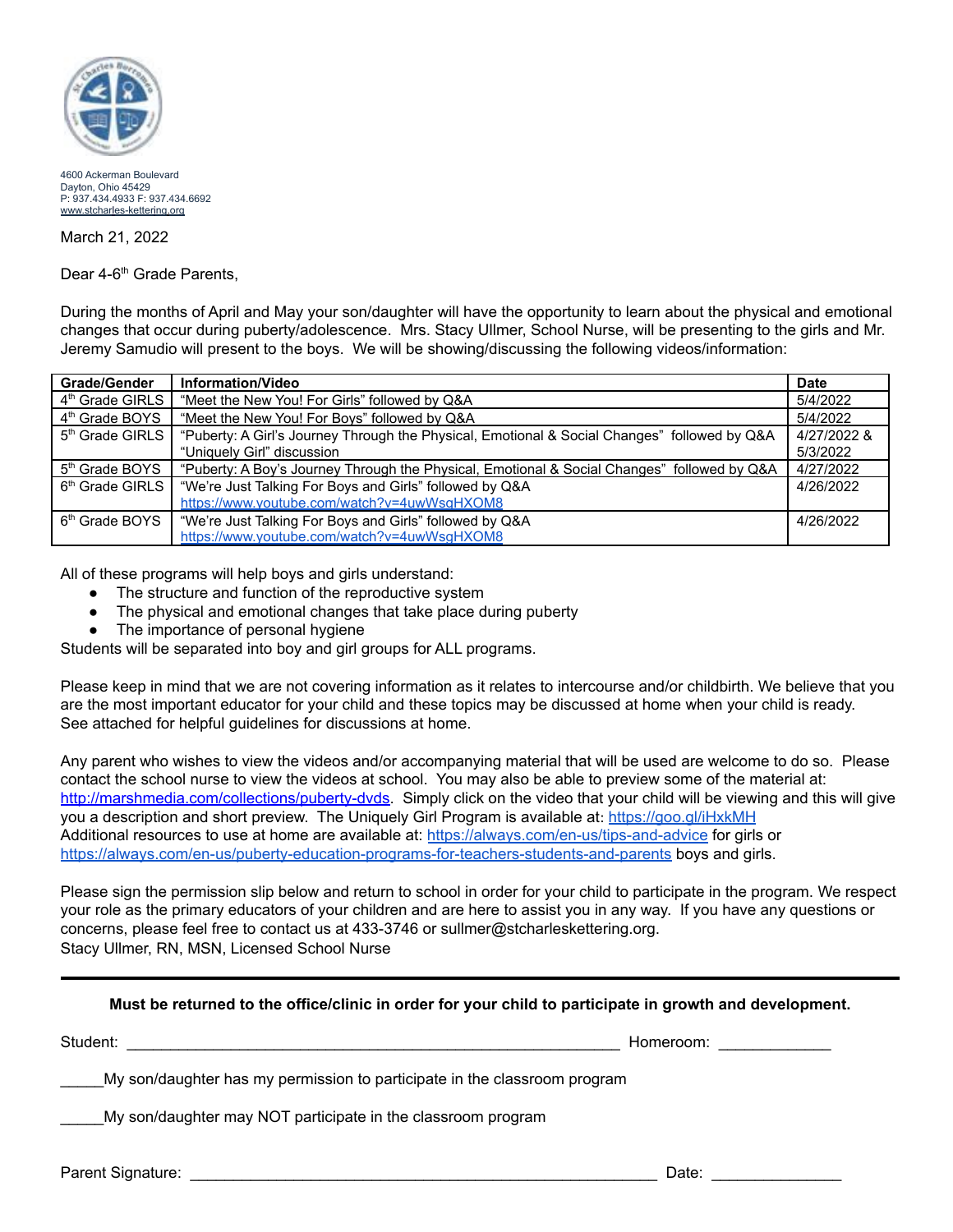4600 Ackerman Boulevard
Dayton, Ohio 45429
P: 937.434.4933 F: 937.434.6692
www.stcharles-kettering.org

March 21, 2022

Dear 4-6th Grade Parents,

During the months of April and May your son/daughter will have the opportunity to learn about the physical and emotional changes that occur during puberty/adolescence. Mrs. Stacy Ullmer, School Nurse, will be presenting to the girls and Mr. Jeremy Samudio will present to the boys. We will be showing/discussing the following videos/information:

| Grade/Gender | Information/Video | Date |
|---|---|---|
| 4th Grade GIRLS | "Meet the New You! For Girls" followed by Q&A | 5/4/2022 |
| 4th Grade BOYS | "Meet the New You! For Boys" followed by Q&A | 5/4/2022 |
| 5th Grade GIRLS | "Puberty: A Girl's Journey Through the Physical, Emotional & Social Changes" followed by Q&A "Uniquely Girl" discussion | 4/27/2022 & 5/3/2022 |
| 5th Grade BOYS | "Puberty: A Boy's Journey Through the Physical, Emotional & Social Changes" followed by Q&A | 4/27/2022 |
| 6th Grade GIRLS | "We're Just Talking For Boys and Girls" followed by Q&A https://www.youtube.com/watch?v=4uwWsgHXOM8 | 4/26/2022 |
| 6th Grade BOYS | "We're Just Talking For Boys and Girls" followed by Q&A https://www.youtube.com/watch?v=4uwWsgHXOM8 | 4/26/2022 |

All of these programs will help boys and girls understand:

- The structure and function of the reproductive system
- The physical and emotional changes that take place during puberty
- The importance of personal hygiene

Students will be separated into boy and girl groups for ALL programs.

Please keep in mind that we are not covering information as it relates to intercourse and/or childbirth. We believe that you are the most important educator for your child and these topics may be discussed at home when your child is ready. See attached for helpful guidelines for discussions at home.

Any parent who wishes to view the videos and/or accompanying material that will be used are welcome to do so. Please contact the school nurse to view the videos at school. You may also be able to preview some of the material at: http://marshmedia.com/collections/puberty-dvds. Simply click on the video that your child will be viewing and this will give you a description and short preview. The Uniquely Girl Program is available at: https://goo.gl/iHxkMH
Additional resources to use at home are available at: https://always.com/en-us/tips-and-advice for girls or https://always.com/en-us/puberty-education-programs-for-teachers-students-and-parents boys and girls.

Please sign the permission slip below and return to school in order for your child to participate in the program. We respect your role as the primary educators of your children and are here to assist you in any way. If you have any questions or concerns, please feel free to contact us at 433-3746 or sullmer@stcharleskettering.org.
Stacy Ullmer, RN, MSN, Licensed School Nurse

---

**Must be returned to the office/clinic in order for your child to participate in growth and development.**

Student: ____________________________________________________________ Homeroom: _____________

_____My son/daughter has my permission to participate in the classroom program

_____My son/daughter may NOT participate in the classroom program

Parent Signature: _________________________________________________________ Date: _______________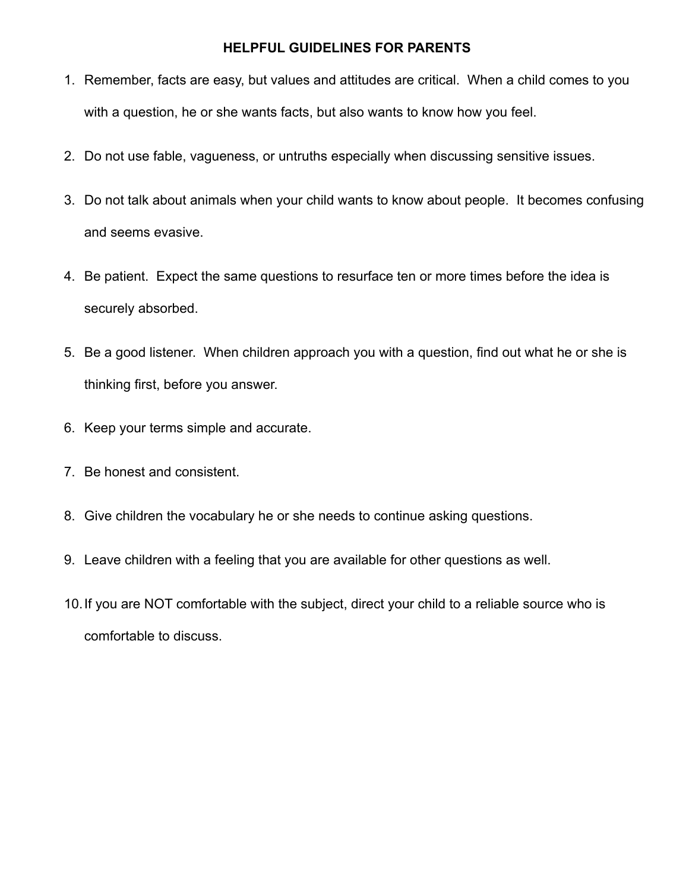## HELPFUL GUIDELINES FOR PARENTS

1. Remember, facts are easy, but values and attitudes are critical. When a child comes to you with a question, he or she wants facts, but also wants to know how you feel.
2. Do not use fable, vagueness, or untruths especially when discussing sensitive issues.
3. Do not talk about animals when your child wants to know about people. It becomes confusing and seems evasive.
4. Be patient. Expect the same questions to resurface ten or more times before the idea is securely absorbed.
5. Be a good listener. When children approach you with a question, find out what he or she is thinking first, before you answer.
6. Keep your terms simple and accurate.
7. Be honest and consistent.
8. Give children the vocabulary he or she needs to continue asking questions.
9. Leave children with a feeling that you are available for other questions as well.
10. If you are NOT comfortable with the subject, direct your child to a reliable source who is comfortable to discuss.